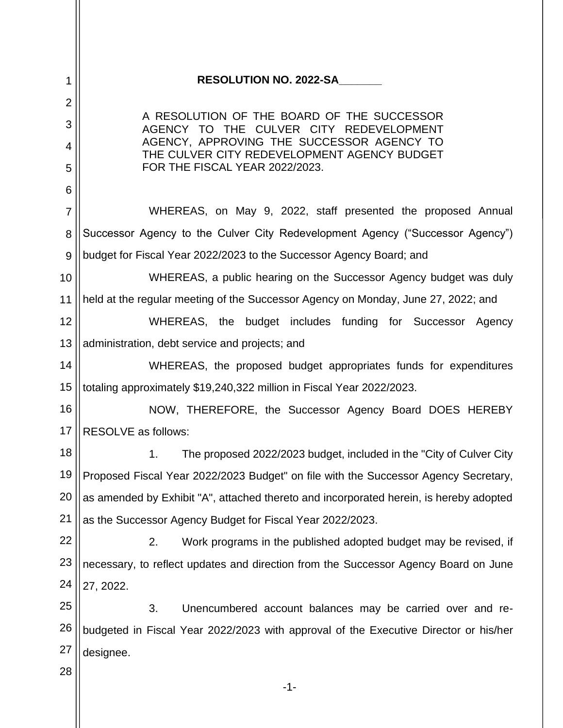**RESOLUTION NO. 2022-SA_______**

A RESOLUTION OF THE BOARD OF THE SUCCESSOR AGENCY TO THE CULVER CITY REDEVELOPMENT AGENCY, APPROVING THE SUCCESSOR AGENCY TO THE CULVER CITY REDEVELOPMENT AGENCY BUDGET FOR THE FISCAL YEAR 2022/2023.

WHEREAS, on May 9, 2022, staff presented the proposed Annual Successor Agency to the Culver City Redevelopment Agency ("Successor Agency") budget for Fiscal Year 2022/2023 to the Successor Agency Board; and

WHEREAS, a public hearing on the Successor Agency budget was duly held at the regular meeting of the Successor Agency on Monday, June 27, 2022; and

WHEREAS, the budget includes funding for Successor Agency administration, debt service and projects; and

WHEREAS, the proposed budget appropriates funds for expenditures totaling approximately $19,240,322 million in Fiscal Year 2022/2023.

NOW, THEREFORE, the Successor Agency Board DOES HEREBY RESOLVE as follows:

1. The proposed 2022/2023 budget, included in the "City of Culver City Proposed Fiscal Year 2022/2023 Budget" on file with the Successor Agency Secretary, as amended by Exhibit "A", attached thereto and incorporated herein, is hereby adopted as the Successor Agency Budget for Fiscal Year 2022/2023.

2. Work programs in the published adopted budget may be revised, if necessary, to reflect updates and direction from the Successor Agency Board on June 27, 2022.

3. Unencumbered account balances may be carried over and re-budgeted in Fiscal Year 2022/2023 with approval of the Executive Director or his/her designee.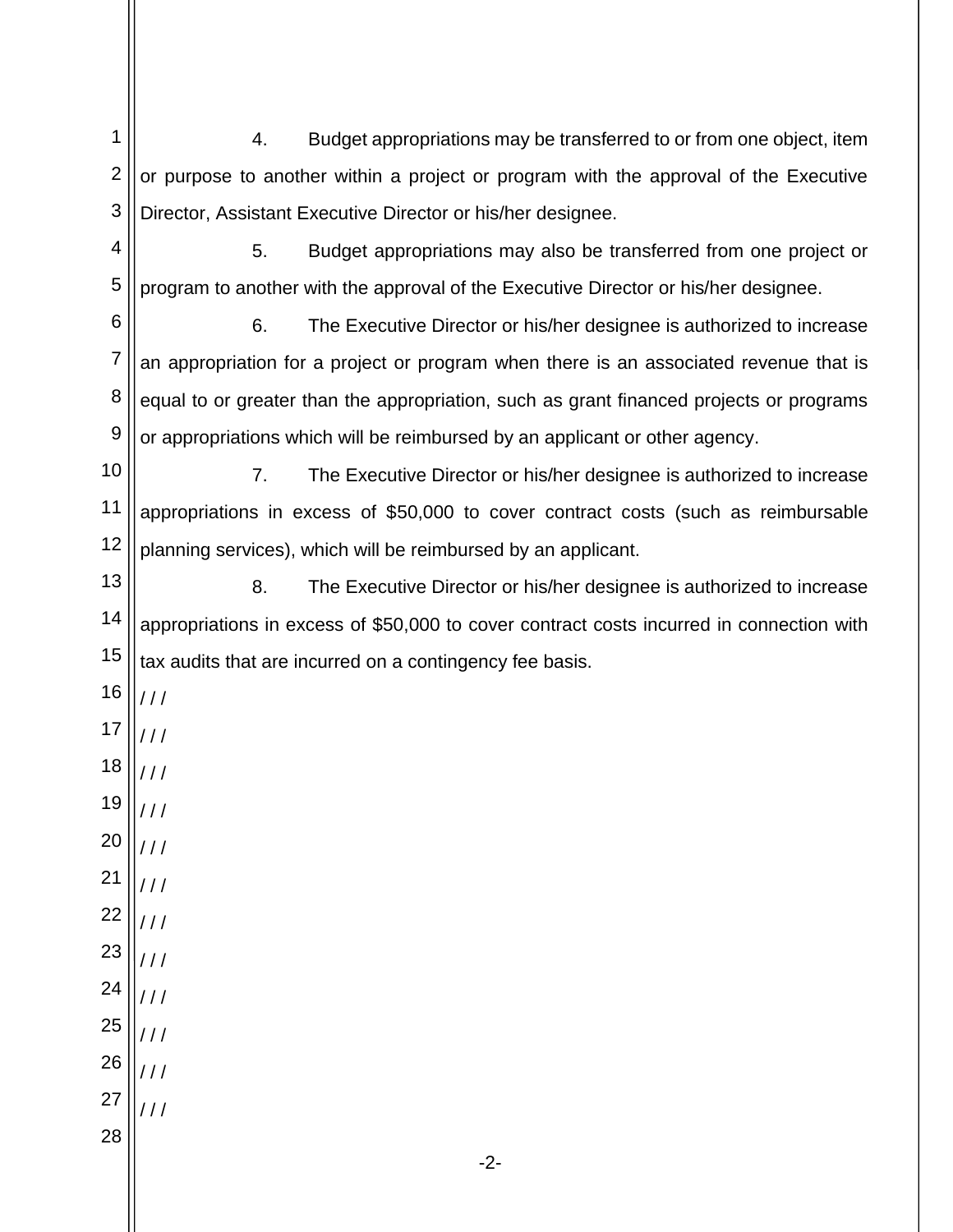4. Budget appropriations may be transferred to or from one object, item or purpose to another within a project or program with the approval of the Executive Director, Assistant Executive Director or his/her designee.

5. Budget appropriations may also be transferred from one project or program to another with the approval of the Executive Director or his/her designee.

6. The Executive Director or his/her designee is authorized to increase an appropriation for a project or program when there is an associated revenue that is equal to or greater than the appropriation, such as grant financed projects or programs or appropriations which will be reimbursed by an applicant or other agency.

7. The Executive Director or his/her designee is authorized to increase appropriations in excess of $50,000 to cover contract costs (such as reimbursable planning services), which will be reimbursed by an applicant.

8. The Executive Director or his/her designee is authorized to increase appropriations in excess of $50,000 to cover contract costs incurred in connection with tax audits that are incurred on a contingency fee basis.

/ / /

/ / /

/ / /

/ / /

/ / /

/ / /

/ / /

/ / /

/ / /

/ / /

/ / /

/ / /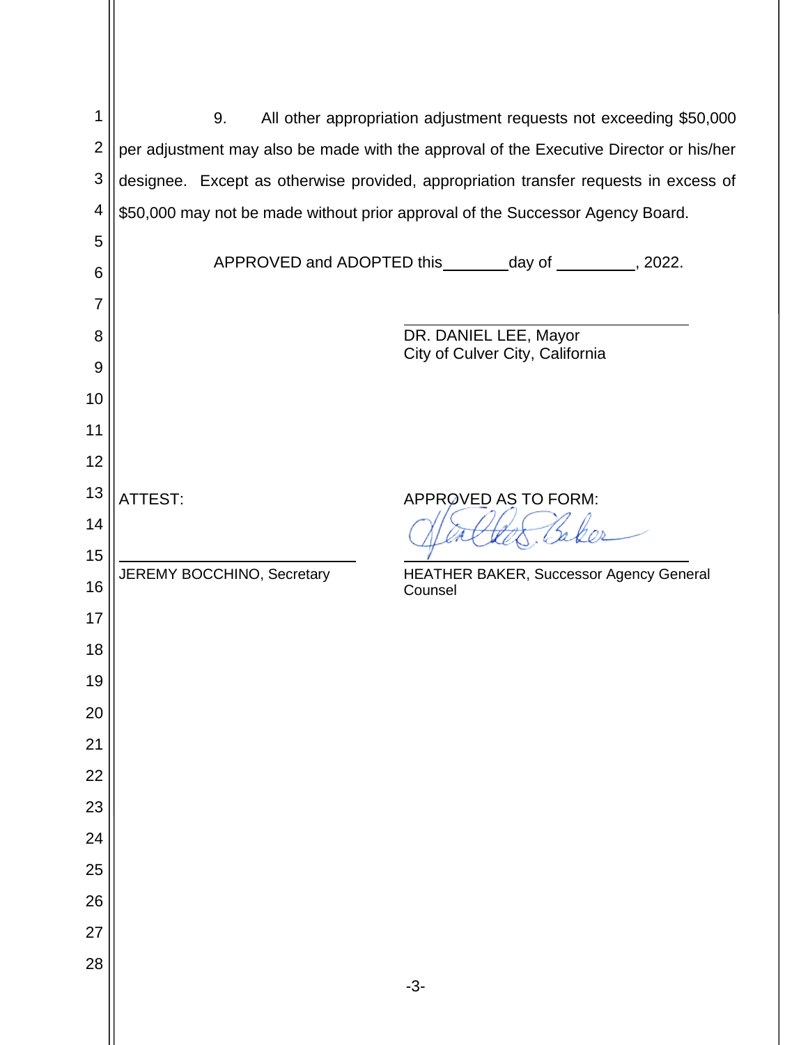9. All other appropriation adjustment requests not exceeding $50,000 per adjustment may also be made with the approval of the Executive Director or his/her designee. Except as otherwise provided, appropriation transfer requests in excess of $50,000 may not be made without prior approval of the Successor Agency Board.

APPROVED and ADOPTED this ________ day of __________, 2022.

______________________________
DR. DANIEL LEE, Mayor
City of Culver City, California

ATTEST:

______________________________
JEREMY BOCCHINO, Secretary

APPROVED AS TO FORM:

______________________________
HEATHER BAKER, Successor Agency General Counsel